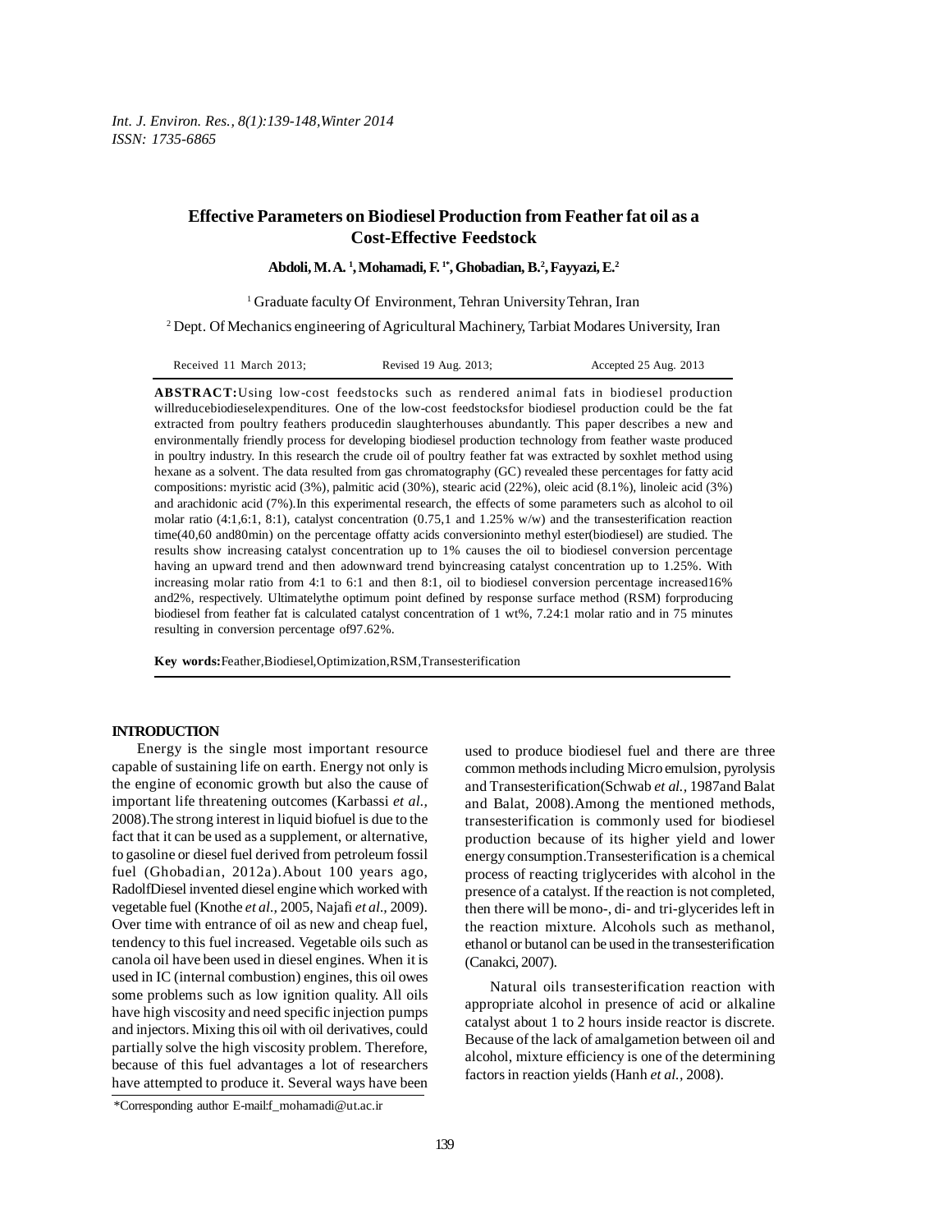# Effective Parameters on Biodiesel Production from Feather fat oil as a Cost-Effective Feedstock

**Abdoli, M. A.[1], Mohamadi, F.[1*], Ghobadian, B.[2], Fayyazi, E.[2]**

[1] Graduate faculty Of Environment, Tehran University Tehran, Iran

[2] Dept. Of Mechanics engineering of Agricultural Machinery, Tarbiat Modares University, Iran

Received 11 March 2013; Revised 19 Aug. 2013; Accepted 25 Aug. 2013

**ABSTRACT:** Using low-cost feedstocks such as rendered animal fats in biodiesel production willreducebiodieselexpenditures. One of the low-cost feedstocksfor biodiesel production could be the fat extracted from poultry feathers producedin slaughterhouses abundantly. This paper describes a new and environmentally friendly process for developing biodiesel production technology from feather waste produced in poultry industry. In this research the crude oil of poultry feather fat was extracted by soxhlet method using hexane as a solvent. The data resulted from gas chromatography (GC) revealed these percentages for fatty acid compositions: myristic acid (3%), palmitic acid (30%), stearic acid (22%), oleic acid (8.1%), linoleic acid (3%) and arachidonic acid (7%).In this experimental research, the effects of some parameters such as alcohol to oil molar ratio (4:1,6:1, 8:1), catalyst concentration (0.75,1 and 1.25% w/w) and the transesterification reaction time(40,60 and80min) on the percentage offatty acids conversioninto methyl ester(biodiesel) are studied. The results show increasing catalyst concentration up to 1% causes the oil to biodiesel conversion percentage having an upward trend and then adownward trend byincreasing catalyst concentration up to 1.25%. With increasing molar ratio from 4:1 to 6:1 and then 8:1, oil to biodiesel conversion percentage increased16% and2%, respectively. Ultimatelythe optimum point defined by response surface method (RSM) forproducing biodiesel from feather fat is calculated catalyst concentration of 1 wt%, 7.24:1 molar ratio and in 75 minutes resulting in conversion percentage of97.62%.

**Key words:** Feather,Biodiesel,Optimization,RSM,Transesterification

## INTRODUCTION

Energy is the single most important resource capable of sustaining life on earth. Energy not only is the engine of economic growth but also the cause of important life threatening outcomes (Karbassi *et al.*, 2008).The strong interest in liquid biofuel is due to the fact that it can be used as a supplement, or alternative, to gasoline or diesel fuel derived from petroleum fossil fuel (Ghobadian, 2012a).About 100 years ago, RadolfDiesel invented diesel engine which worked with vegetable fuel (Knothe *et al.*, 2005, Najafi *et al.*, 2009). Over time with entrance of oil as new and cheap fuel, tendency to this fuel increased. Vegetable oils such as canola oil have been used in diesel engines. When it is used in IC (internal combustion) engines, this oil owes some problems such as low ignition quality. All oils have high viscosity and need specific injection pumps and injectors. Mixing this oil with oil derivatives, could partially solve the high viscosity problem. Therefore, because of this fuel advantages a lot of researchers have attempted to produce it. Several ways have been used to produce biodiesel fuel and there are three common methods including Micro emulsion, pyrolysis and Transesterification(Schwab *et al.*, 1987and Balat and Balat, 2008).Among the mentioned methods, transesterification is commonly used for biodiesel production because of its higher yield and lower energy consumption.Transesterification is a chemical process of reacting triglycerides with alcohol in the presence of a catalyst. If the reaction is not completed, then there will be mono-, di- and tri-glycerides left in the reaction mixture. Alcohols such as methanol, ethanol or butanol can be used in the transesterification (Canakci, 2007).

Natural oils transesterification reaction with appropriate alcohol in presence of acid or alkaline catalyst about 1 to 2 hours inside reactor is discrete. Because of the lack of amalgametion between oil and alcohol, mixture efficiency is one of the determining factors in reaction yields (Hanh *et al.*, 2008).

*Corresponding author E-mail:f_mohamadi@ut.ac.ir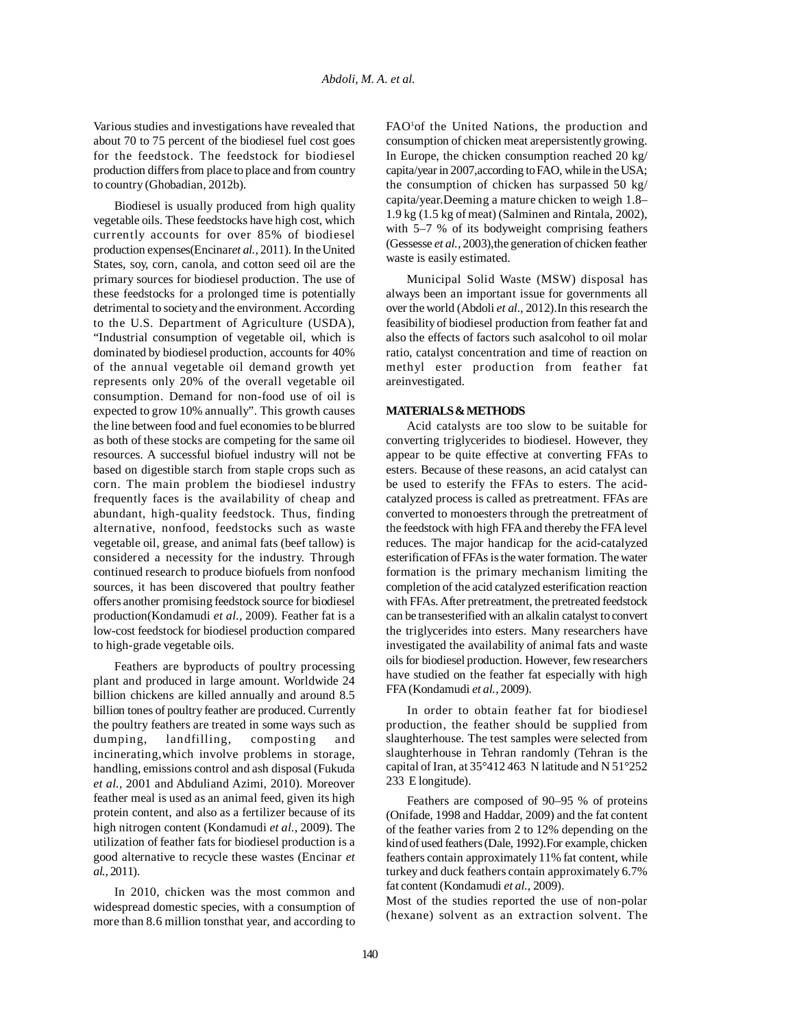Various studies and investigations have revealed that about 70 to 75 percent of the biodiesel fuel cost goes for the feedstock. The feedstock for biodiesel production differs from place to place and from country to country (Ghobadian, 2012b).

Biodiesel is usually produced from high quality vegetable oils. These feedstocks have high cost, which currently accounts for over 85% of biodiesel production expenses(Encinar*et al.*, 2011). In the United States, soy, corn, canola, and cotton seed oil are the primary sources for biodiesel production. The use of these feedstocks for a prolonged time is potentially detrimental to society and the environment. According to the U.S. Department of Agriculture (USDA), "Industrial consumption of vegetable oil, which is dominated by biodiesel production, accounts for 40% of the annual vegetable oil demand growth yet represents only 20% of the overall vegetable oil consumption. Demand for non-food use of oil is expected to grow 10% annually". This growth causes the line between food and fuel economies to be blurred as both of these stocks are competing for the same oil resources. A successful biofuel industry will not be based on digestible starch from staple crops such as corn. The main problem the biodiesel industry frequently faces is the availability of cheap and abundant, high-quality feedstock. Thus, finding alternative, nonfood, feedstocks such as waste vegetable oil, grease, and animal fats (beef tallow) is considered a necessity for the industry. Through continued research to produce biofuels from nonfood sources, it has been discovered that poultry feather offers another promising feedstock source for biodiesel production(Kondamudi *et al.*, 2009). Feather fat is a low-cost feedstock for biodiesel production compared to high-grade vegetable oils.

Feathers are byproducts of poultry processing plant and produced in large amount. Worldwide 24 billion chickens are killed annually and around 8.5 billion tones of poultry feather are produced. Currently the poultry feathers are treated in some ways such as dumping, landfilling, composting and incinerating,which involve problems in storage, handling, emissions control and ash disposal (Fukuda *et al.*, 2001 and Abduliand Azimi, 2010). Moreover feather meal is used as an animal feed, given its high protein content, and also as a fertilizer because of its high nitrogen content (Kondamudi *et al.*, 2009). The utilization of feather fats for biodiesel production is a good alternative to recycle these wastes (Encinar *et al.*, 2011).

In 2010, chicken was the most common and widespread domestic species, with a consumption of more than 8.6 million tonsthat year, and according to FAO[1]of the United Nations, the production and consumption of chicken meat arepersistently growing. In Europe, the chicken consumption reached 20 kg/ capita/year in 2007,according to FAO, while in the USA; the consumption of chicken has surpassed 50 kg/ capita/year.Deeming a mature chicken to weigh 1.8– 1.9 kg (1.5 kg of meat) (Salminen and Rintala, 2002), with 5–7 % of its bodyweight comprising feathers (Gessesse *et al.*, 2003),the generation of chicken feather waste is easily estimated.

Municipal Solid Waste (MSW) disposal has always been an important issue for governments all over the world (Abdoli *et al.,* 2012).In this research the feasibility of biodiesel production from feather fat and also the effects of factors such asalcohol to oil molar ratio, catalyst concentration and time of reaction on methyl ester production from feather fat areinvestigated.

## MATERIALS & METHODS

Acid catalysts are too slow to be suitable for converting triglycerides to biodiesel. However, they appear to be quite effective at converting FFAs to esters. Because of these reasons, an acid catalyst can be used to esterify the FFAs to esters. The acid-catalyzed process is called as pretreatment. FFAs are converted to monoesters through the pretreatment of the feedstock with high FFA and thereby the FFA level reduces. The major handicap for the acid-catalyzed esterification of FFAs is the water formation. The water formation is the primary mechanism limiting the completion of the acid catalyzed esterification reaction with FFAs. After pretreatment, the pretreated feedstock can be transesterified with an alkalin catalyst to convert the triglycerides into esters. Many researchers have investigated the availability of animal fats and waste oils for biodiesel production. However, few researchers have studied on the feather fat especially with high FFA (Kondamudi *et al.*, 2009).

In order to obtain feather fat for biodiesel production, the feather should be supplied from slaughterhouse. The test samples were selected from slaughterhouse in Tehran randomly (Tehran is the capital of Iran, at 35°412 463 N latitude and N 51°252 233 E longitude).

Feathers are composed of 90–95 % of proteins (Onifade, 1998 and Haddar, 2009) and the fat content of the feather varies from 2 to 12% depending on the kind of used feathers (Dale, 1992).For example, chicken feathers contain approximately 11% fat content, while turkey and duck feathers contain approximately 6.7% fat content (Kondamudi *et al.*, 2009).

Most of the studies reported the use of non-polar (hexane) solvent as an extraction solvent. The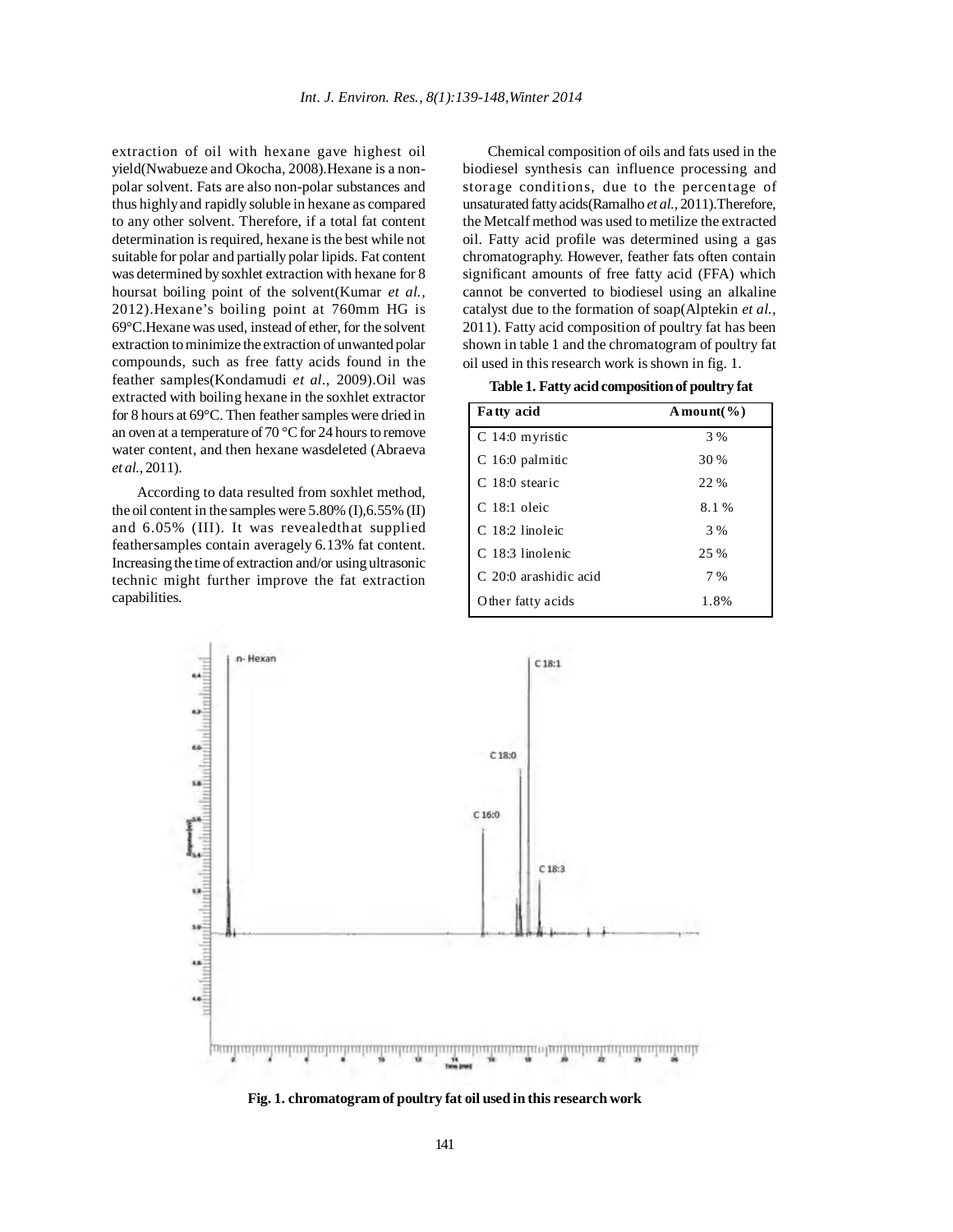extraction of oil with hexane gave highest oil yield(Nwabueze and Okocha, 2008).Hexane is a non-polar solvent. Fats are also non-polar substances and thus highly and rapidly soluble in hexane as compared to any other solvent. Therefore, if a total fat content determination is required, hexane is the best while not suitable for polar and partially polar lipids. Fat content was determined by soxhlet extraction with hexane for 8 hoursat boiling point of the solvent(Kumar *et al.,* 2012).Hexane's boiling point at 760mm HG is 69°C.Hexane was used, instead of ether, for the solvent extraction to minimize the extraction of unwanted polar compounds, such as free fatty acids found in the feather samples(Kondamudi *et al.,* 2009).Oil was extracted with boiling hexane in the soxhlet extractor for 8 hours at 69°C. Then feather samples were dried in an oven at a temperature of 70 °C for 24 hours to remove water content, and then hexane wasdeleted (Abraeva *et al.,* 2011).

According to data resulted from soxhlet method, the oil content in the samples were 5.80% (I),6.55% (II) and 6.05% (III). It was revealedthat supplied feathersamples contain averagely 6.13% fat content. Increasing the time of extraction and/or using ultrasonic technic might further improve the fat extraction capabilities.

Chemical composition of oils and fats used in the biodiesel synthesis can influence processing and storage conditions, due to the percentage of unsaturated fatty acids(Ramalho *et al.,* 2011).Therefore, the Metcalf method was used to metilize the extracted oil. Fatty acid profile was determined using a gas chromatography. However, feather fats often contain significant amounts of free fatty acid (FFA) which cannot be converted to biodiesel using an alkaline catalyst due to the formation of soap(Alptekin *et al.,* 2011). Fatty acid composition of poultry fat has been shown in table 1 and the chromatogram of poultry fat oil used in this research work is shown in fig. 1.

**Table 1. Fatty acid composition of poultry fat**

| Fatty acid | Amount(%) |
|---|---|
| C 14:0 myristic | 3 % |
| C 16:0 palmitic | 30 % |
| C 18:0 stearic | 22 % |
| C 18:1 oleic | 8.1 % |
| C 18:2 linoleic | 3 % |
| C 18:3 linolenic | 25 % |
| C 20:0 arashidic acid | 7 % |
| Other fatty acids | 1.8% |

**Fig. 1. chromatogram of poultry fat oil used in this research work**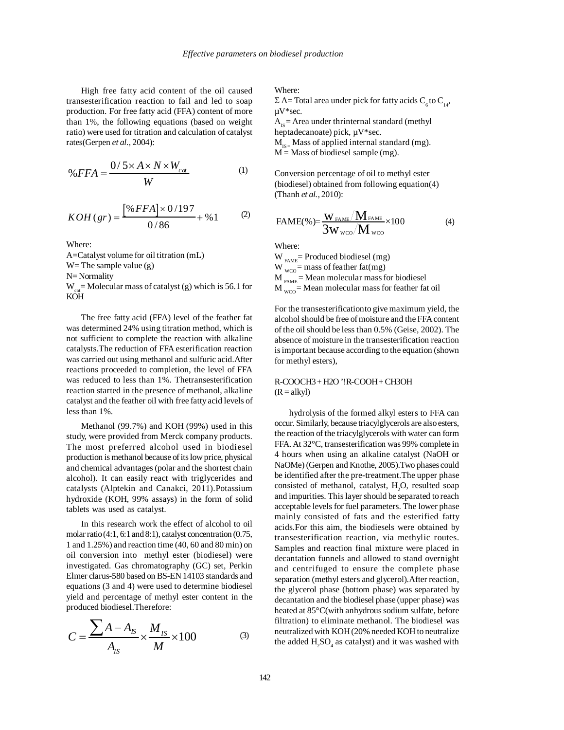High free fatty acid content of the oil caused transesterification reaction to fail and led to soap production. For free fatty acid (FFA) content of more than 1%, the following equations (based on weight ratio) were used for titration and calculation of catalyst rates(Gerpen *et al.*, 2004):

$$\%FFA = \frac{0/5 \times A \times N \times W_{cat}}{W} \quad (1)$$

$$KOH\,(gr) = \frac{[\%FFA] \times 0/197}{0/86} + \%1 \quad (2)$$

Where:

A=Catalyst volume for oil titration (mL)

W= The sample value (g)

N= Normality

$W_{cat}$= Molecular mass of catalyst (g) which is 56.1 for KOH

The free fatty acid (FFA) level of the feather fat was determined 24% using titration method, which is not sufficient to complete the reaction with alkaline catalysts.The reduction of FFA esterification reaction was carried out using methanol and sulfuric acid.After reactions proceeded to completion, the level of FFA was reduced to less than 1%. Thetransesterification reaction started in the presence of methanol, alkaline catalyst and the feather oil with free fatty acid levels of less than 1%.

Methanol (99.7%) and KOH (99%) used in this study, were provided from Merck company products. The most preferred alcohol used in biodiesel production is methanol because of its low price, physical and chemical advantages (polar and the shortest chain alcohol). It can easily react with triglycerides and catalysts (Alptekin and Canakci, 2011).Potassium hydroxide (KOH, 99% assays) in the form of solid tablets was used as catalyst.

In this research work the effect of alcohol to oil molar ratio (4:1, 6:1 and 8:1), catalyst concentration (0.75, 1 and 1.25%) and reaction time (40, 60 and 80 min) on oil conversion into methyl ester (biodiesel) were investigated. Gas chromatography (GC) set, Perkin Elmer clarus-580 based on BS-EN 14103 standards and equations (3 and 4) were used to determine biodiesel yield and percentage of methyl ester content in the produced biodiesel.Therefore:

$$C = \frac{\sum A - A_{IS}}{A_{IS}} \times \frac{M_{IS}}{M} \times 100 \quad (3)$$

Where:

Σ A= Total area under pick for fatty acids $C_6$ to $C_{14}$, μV*sec.

$A_{IS}$ = Area under thrinternal standard (methyl heptadecanoate) pick, μV*sec.

$M_{IS}$ = Mass of applied internal standard (mg).

M = Mass of biodiesel sample (mg).

Conversion percentage of oil to methyl ester (biodiesel) obtained from following equation(4) (Thanh *et al.*, 2010):

$$\text{FAME}(\%) = \frac{W_{FAME}/M_{FAME}}{3W_{WCO}/M_{WCO}} \times 100 \quad (4)$$

Where:

$W_{FAME}$= Produced biodiesel (mg)

$W_{WCO}$= mass of feather fat(mg)

$M_{FAME}$= Mean molecular mass for biodiesel

$M_{WCO}$= Mean molecular mass for feather fat oil

For the transesterificationto give maximum yield, the alcohol should be free of moisture and the FFA content of the oil should be less than 0.5% (Geise, 2002). The absence of moisture in the transesterification reaction is important because according to the equation (shown for methyl esters),

R-COOCH3 + H2O '!R-COOH + CH3OH
(R = alkyl)

hydrolysis of the formed alkyl esters to FFA can occur. Similarly, because triacylglycerols are also esters, the reaction of the triacylglycerols with water can form FFA. At 32°C, transesterification was 99% complete in 4 hours when using an alkaline catalyst (NaOH or NaOMe) (Gerpen and Knothe, 2005).Two phases could be identified after the pre-treatment.The upper phase consisted of methanol, catalyst, $H_2O$, resulted soap and impurities. This layer should be separated to reach acceptable levels for fuel parameters. The lower phase mainly consisted of fats and the esterified fatty acids.For this aim, the biodiesels were obtained by transesterification reaction, via methylic routes. Samples and reaction final mixture were placed in decantation funnels and allowed to stand overnight and centrifuged to ensure the complete phase separation (methyl esters and glycerol).After reaction, the glycerol phase (bottom phase) was separated by decantation and the biodiesel phase (upper phase) was heated at 85°C(with anhydrous sodium sulfate, before filtration) to eliminate methanol. The biodiesel was neutralized with KOH (20% needed KOH to neutralize the added $H_2SO_4$ as catalyst) and it was washed with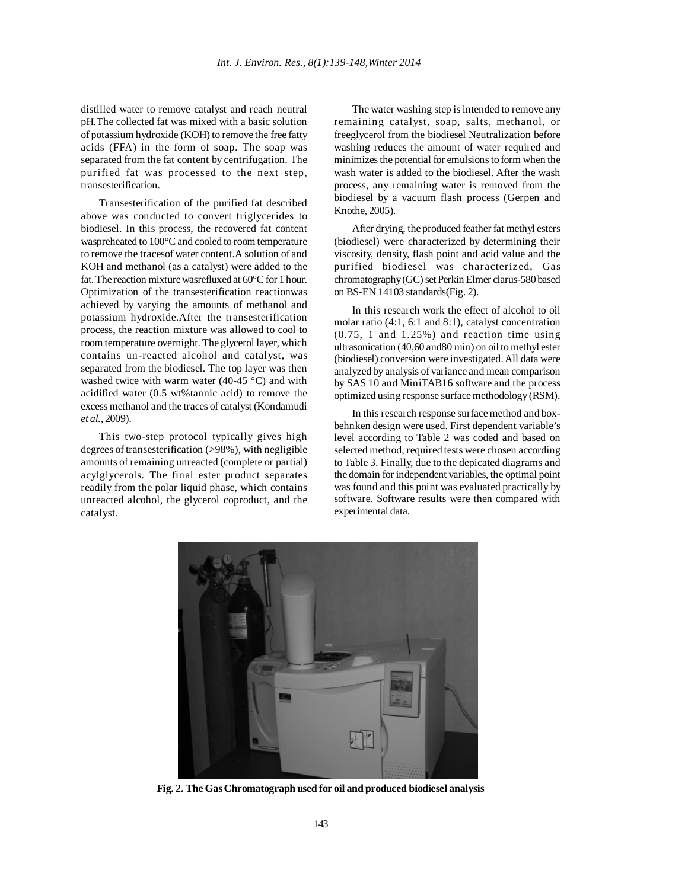distilled water to remove catalyst and reach neutral pH.The collected fat was mixed with a basic solution of potassium hydroxide (KOH) to remove the free fatty acids (FFA) in the form of soap. The soap was separated from the fat content by centrifugation. The purified fat was processed to the next step, transesterification.

Transesterification of the purified fat described above was conducted to convert triglycerides to biodiesel. In this process, the recovered fat content waspreheated to 100°C and cooled to room temperature to remove the tracesof water content.A solution of and KOH and methanol (as a catalyst) were added to the fat. The reaction mixture wasrefluxed at 60°C for 1 hour. Optimization of the transesterification reactionwas achieved by varying the amounts of methanol and potassium hydroxide.After the transesterification process, the reaction mixture was allowed to cool to room temperature overnight. The glycerol layer, which contains un-reacted alcohol and catalyst, was separated from the biodiesel. The top layer was then washed twice with warm water (40-45 °C) and with acidified water (0.5 wt%tannic acid) to remove the excess methanol and the traces of catalyst (Kondamudi *et al.*, 2009).

This two-step protocol typically gives high degrees of transesterification (>98%), with negligible amounts of remaining unreacted (complete or partial) acylglycerols. The final ester product separates readily from the polar liquid phase, which contains unreacted alcohol, the glycerol coproduct, and the catalyst.

The water washing step is intended to remove any remaining catalyst, soap, salts, methanol, or freeglycerol from the biodiesel Neutralization before washing reduces the amount of water required and minimizes the potential for emulsions to form when the wash water is added to the biodiesel. After the wash process, any remaining water is removed from the biodiesel by a vacuum flash process (Gerpen and Knothe, 2005).

After drying, the produced feather fat methyl esters (biodiesel) were characterized by determining their viscosity, density, flash point and acid value and the purified biodiesel was characterized, Gas chromatography (GC) set Perkin Elmer clarus-580 based on BS-EN 14103 standards(Fig. 2).

In this research work the effect of alcohol to oil molar ratio (4:1, 6:1 and 8:1), catalyst concentration (0.75, 1 and 1.25%) and reaction time using ultrasonication (40,60 and80 min) on oil to methyl ester (biodiesel) conversion were investigated. All data were analyzed by analysis of variance and mean comparison by SAS 10 and MiniTAB16 software and the process optimized using response surface methodology (RSM).

In this research response surface method and box-behnken design were used. First dependent variable's level according to Table 2 was coded and based on selected method, required tests were chosen according to Table 3. Finally, due to the depicated diagrams and the domain for independent variables, the optimal point was found and this point was evaluated practically by software. Software results were then compared with experimental data.

**Fig. 2. The Gas Chromatograph used for oil and produced biodiesel analysis**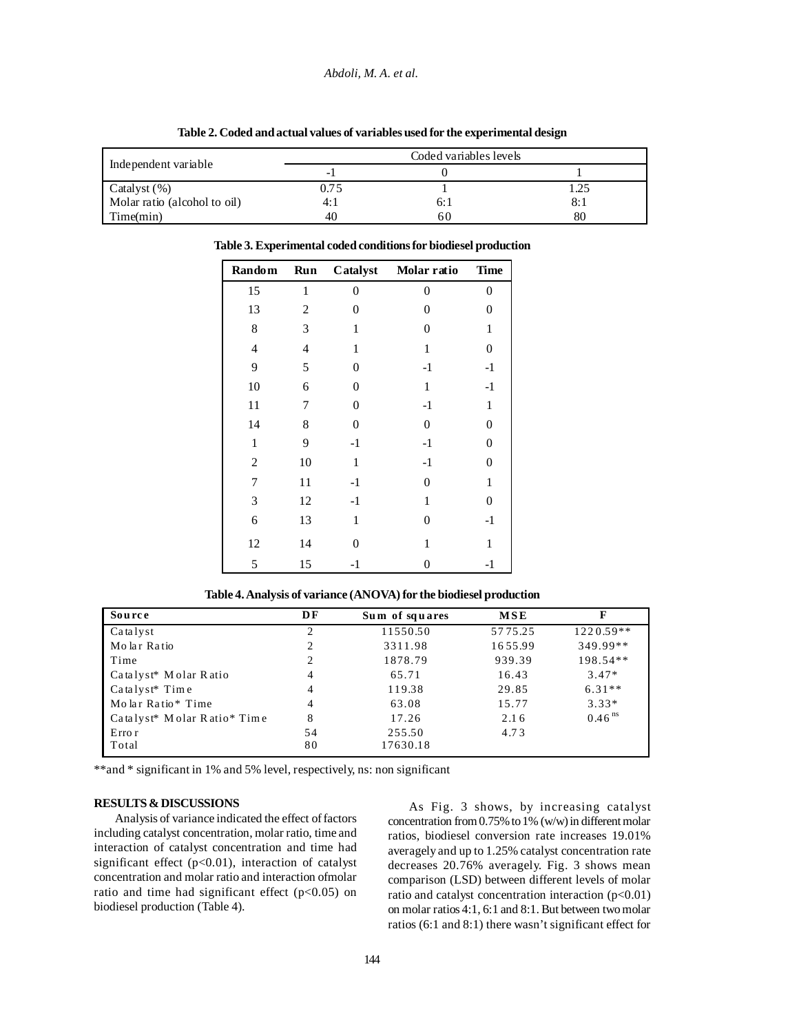**Table 2. Coded and actual values of variables used for the experimental design**

| Independent variable | Coded variables levels | | |
|---|---|---|---|
| | -1 | 0 | 1 |
| Catalyst (%) | 0.75 | 1 | 1.25 |
| Molar ratio (alcohol to oil) | 4:1 | 6:1 | 8:1 |
| Time(min) | 40 | 60 | 80 |

**Table 3. Experimental coded conditions for biodiesel production**

| Random | Run | Catalyst | Molar ratio | Time |
|---|---|---|---|---|
| 15 | 1 | 0 | 0 | 0 |
| 13 | 2 | 0 | 0 | 0 |
| 8 | 3 | 1 | 0 | 1 |
| 4 | 4 | 1 | 1 | 0 |
| 9 | 5 | 0 | -1 | -1 |
| 10 | 6 | 0 | 1 | -1 |
| 11 | 7 | 0 | -1 | 1 |
| 14 | 8 | 0 | 0 | 0 |
| 1 | 9 | -1 | -1 | 0 |
| 2 | 10 | 1 | -1 | 0 |
| 7 | 11 | -1 | 0 | 1 |
| 3 | 12 | -1 | 1 | 0 |
| 6 | 13 | 1 | 0 | -1 |
| 12 | 14 | 0 | 1 | 1 |
| 5 | 15 | -1 | 0 | -1 |

**Table 4. Analysis of variance (ANOVA) for the biodiesel production**

| Source | DF | Sum of squares | MSE | F |
|---|---|---|---|---|
| Catalyst | 2 | 11550.50 | 5775.25 | 1220.59** |
| Molar Ratio | 2 | 3311.98 | 1655.99 | 349.99** |
| Time | 2 | 1878.79 | 939.39 | 198.54** |
| Catalyst* Molar Ratio | 4 | 65.71 | 16.43 | 3.47* |
| Catalyst* Time | 4 | 119.38 | 29.85 | 6.31** |
| Molar Ratio* Time | 4 | 63.08 | 15.77 | 3.33* |
| Catalyst* Molar Ratio* Time | 8 | 17.26 | 2.16 | 0.46 [ns] |
| Error | 54 | 255.50 | 4.73 | |
| Total | 80 | 17630.18 | | |

**and * significant in 1% and 5% level, respectively, ns: non significant

## RESULTS & DISCUSSIONS

Analysis of variance indicated the effect of factors including catalyst concentration, molar ratio, time and interaction of catalyst concentration and time had significant effect ($p<0.01$), interaction of catalyst concentration and molar ratio and interaction ofmolar ratio and time had significant effect ($p<0.05$) on biodiesel production (Table 4).

As Fig. 3 shows, by increasing catalyst concentration from 0.75% to 1% (w/w) in different molar ratios, biodiesel conversion rate increases 19.01% averagely and up to 1.25% catalyst concentration rate decreases 20.76% averagely. Fig. 3 shows mean comparison (LSD) between different levels of molar ratio and catalyst concentration interaction ($p<0.01$) on molar ratios 4:1, 6:1 and 8:1. But between two molar ratios (6:1 and 8:1) there wasn't significant effect for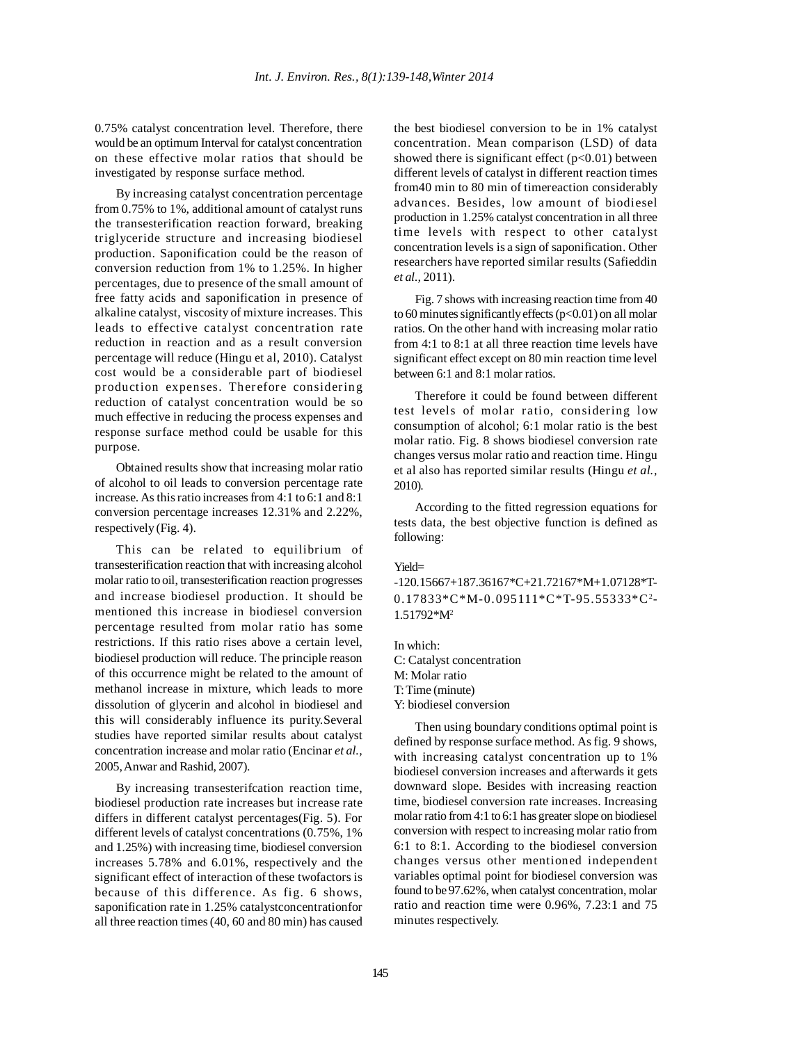0.75% catalyst concentration level. Therefore, there would be an optimum Interval for catalyst concentration on these effective molar ratios that should be investigated by response surface method.

By increasing catalyst concentration percentage from 0.75% to 1%, additional amount of catalyst runs the transesterification reaction forward, breaking triglyceride structure and increasing biodiesel production. Saponification could be the reason of conversion reduction from 1% to 1.25%. In higher percentages, due to presence of the small amount of free fatty acids and saponification in presence of alkaline catalyst, viscosity of mixture increases. This leads to effective catalyst concentration rate reduction in reaction and as a result conversion percentage will reduce (Hingu et al, 2010). Catalyst cost would be a considerable part of biodiesel production expenses. Therefore considering reduction of catalyst concentration would be so much effective in reducing the process expenses and response surface method could be usable for this purpose.

Obtained results show that increasing molar ratio of alcohol to oil leads to conversion percentage rate increase. As this ratio increases from 4:1 to 6:1 and 8:1 conversion percentage increases 12.31% and 2.22%, respectively (Fig. 4).

This can be related to equilibrium of transesterification reaction that with increasing alcohol molar ratio to oil, transesterification reaction progresses and increase biodiesel production. It should be mentioned this increase in biodiesel conversion percentage resulted from molar ratio has some restrictions. If this ratio rises above a certain level, biodiesel production will reduce. The principle reason of this occurrence might be related to the amount of methanol increase in mixture, which leads to more dissolution of glycerin and alcohol in biodiesel and this will considerably influence its purity.Several studies have reported similar results about catalyst concentration increase and molar ratio (Encinar *et al.*, 2005, Anwar and Rashid, 2007).

By increasing transesterifcation reaction time, biodiesel production rate increases but increase rate differs in different catalyst percentages(Fig. 5). For different levels of catalyst concentrations (0.75%, 1% and 1.25%) with increasing time, biodiesel conversion increases 5.78% and 6.01%, respectively and the significant effect of interaction of these twofactors is because of this difference. As fig. 6 shows, saponification rate in 1.25% catalystconcentrationfor all three reaction times (40, 60 and 80 min) has caused the best biodiesel conversion to be in 1% catalyst concentration. Mean comparison (LSD) of data showed there is significant effect ($p<0.01$) between different levels of catalyst in different reaction times from40 min to 80 min of timereaction considerably advances. Besides, low amount of biodiesel production in 1.25% catalyst concentration in all three time levels with respect to other catalyst concentration levels is a sign of saponification. Other researchers have reported similar results (Safieddin *et al.*, 2011).

Fig. 7 shows with increasing reaction time from 40 to 60 minutes significantly effects ($p<0.01$) on all molar ratios. On the other hand with increasing molar ratio from 4:1 to 8:1 at all three reaction time levels have significant effect except on 80 min reaction time level between 6:1 and 8:1 molar ratios.

Therefore it could be found between different test levels of molar ratio, considering low consumption of alcohol; 6:1 molar ratio is the best molar ratio. Fig. 8 shows biodiesel conversion rate changes versus molar ratio and reaction time. Hingu et al also has reported similar results (Hingu *et al.*, 2010).

According to the fitted regression equations for tests data, the best objective function is defined as following:

Yield=

$$-120.15667+187.36167*C+21.72167*M+1.07128*T-0.17833*C*M-0.095111*C*T-95.55333*C^2-1.51792*M^2$$

In which:
C: Catalyst concentration
M: Molar ratio
T: Time (minute)
Y: biodiesel conversion

Then using boundary conditions optimal point is defined by response surface method. As fig. 9 shows, with increasing catalyst concentration up to 1% biodiesel conversion increases and afterwards it gets downward slope. Besides with increasing reaction time, biodiesel conversion rate increases. Increasing molar ratio from 4:1 to 6:1 has greater slope on biodiesel conversion with respect to increasing molar ratio from 6:1 to 8:1. According to the biodiesel conversion changes versus other mentioned independent variables optimal point for biodiesel conversion was found to be 97.62%, when catalyst concentration, molar ratio and reaction time were 0.96%, 7.23:1 and 75 minutes respectively.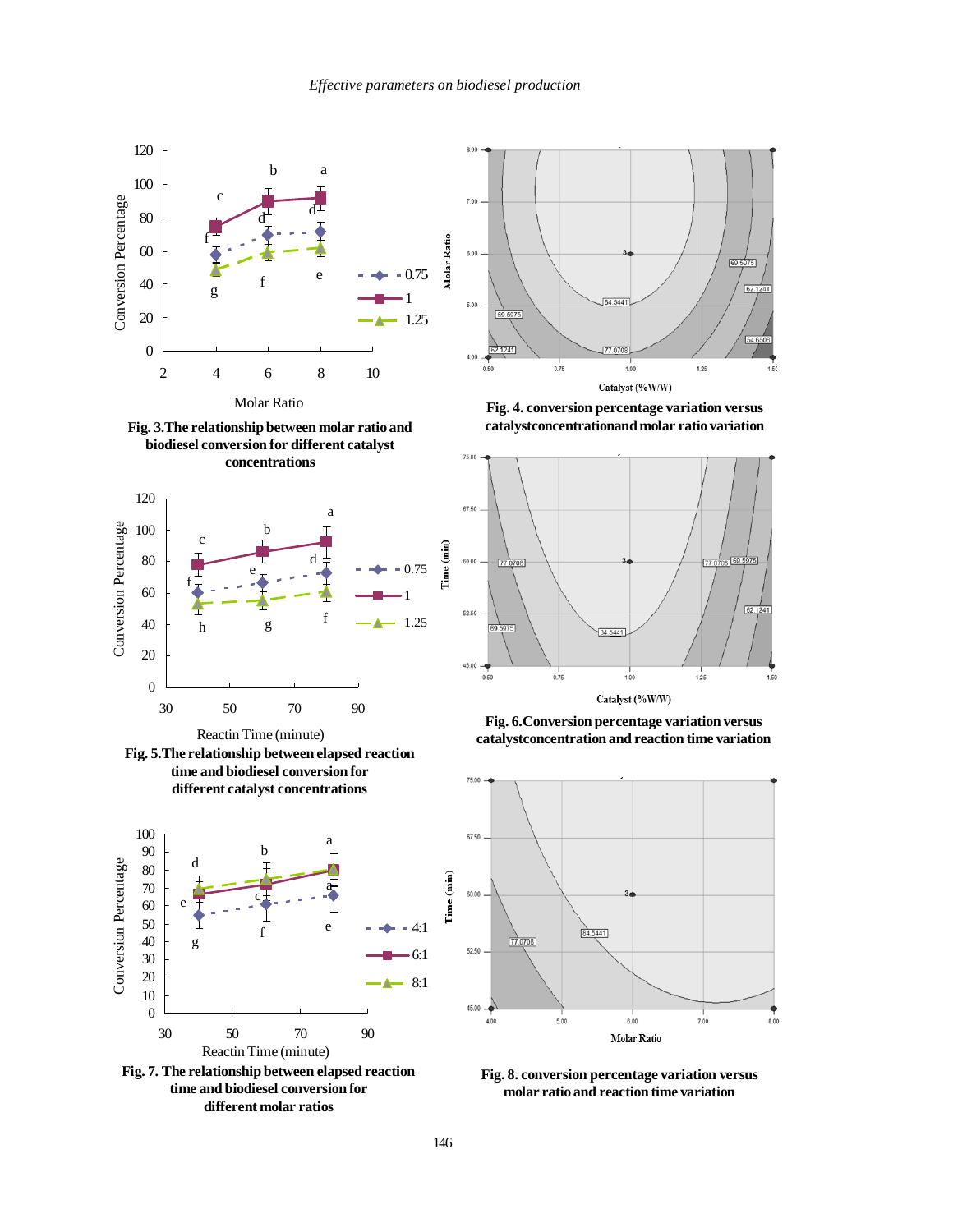Fig. 3.The relationship between molar ratio and biodiesel conversion for different catalyst concentrations

Fig. 4. conversion percentage variation versus catalystconcentrationand molar ratio variation

Fig. 5.The relationship between elapsed reaction time and biodiesel conversion for different catalyst concentrations

Fig. 6.Conversion percentage variation versus catalystconcentration and reaction time variation

Fig. 7. The relationship between elapsed reaction time and biodiesel conversion for different molar ratios

Fig. 8. conversion percentage variation versus molar ratio and reaction time variation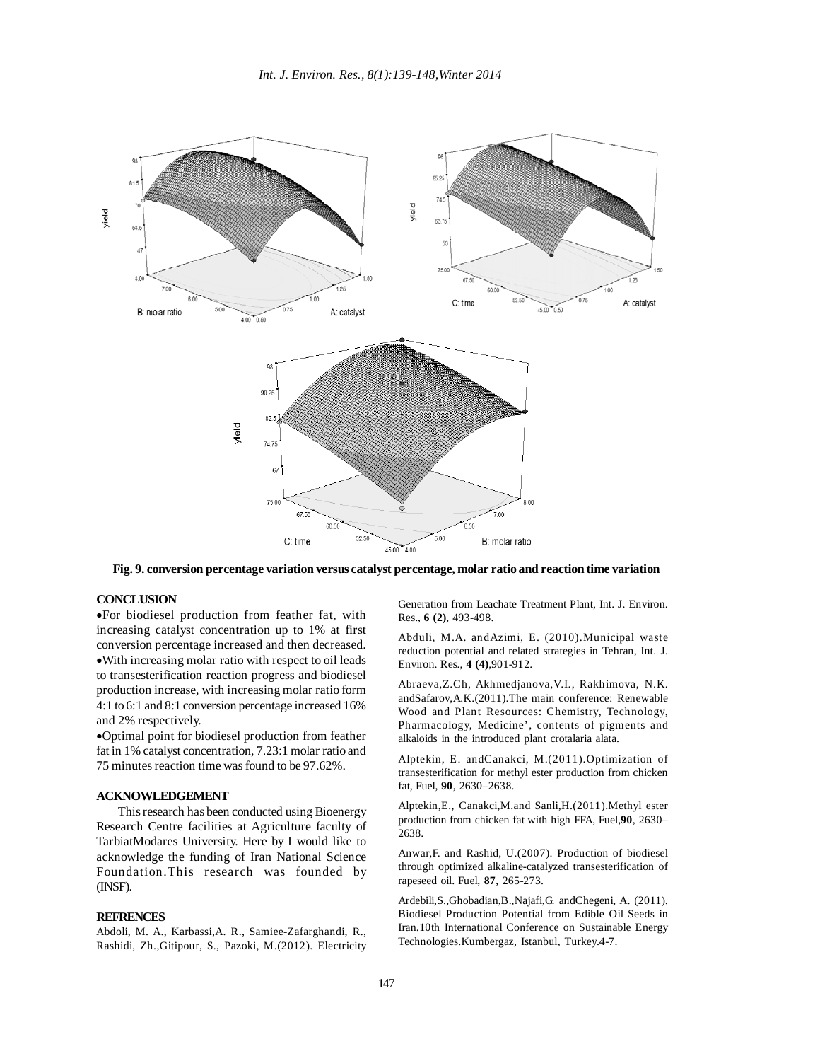**Fig. 9. conversion percentage variation versus catalyst percentage, molar ratio and reaction time variation**

## CONCLUSION

- For biodiesel production from feather fat, with increasing catalyst concentration up to 1% at first conversion percentage increased and then decreased.
- With increasing molar ratio with respect to oil leads to transesterification reaction progress and biodiesel production increase, with increasing molar ratio form 4:1 to 6:1 and 8:1 conversion percentage increased 16% and 2% respectively.
- Optimal point for biodiesel production from feather fat in 1% catalyst concentration, 7.23:1 molar ratio and 75 minutes reaction time was found to be 97.62%.

## ACKNOWLEDGEMENT

This research has been conducted using Bioenergy Research Centre facilities at Agriculture faculty of TarbiatModares University. Here by I would like to acknowledge the funding of Iran National Science Foundation.This research was founded by (INSF).

## REFRENCES

Abdoli, M. A., Karbassi,A. R., Samiee-Zafarghandi, R., Rashidi, Zh.,Gitipour, S., Pazoki, M.(2012). Electricity Generation from Leachate Treatment Plant, Int. J. Environ. Res., **6 (2)**, 493-498.

Abduli, M.A. andAzimi, E. (2010).Municipal waste reduction potential and related strategies in Tehran, Int. J. Environ. Res., **4 (4)**,901-912.

Abraeva,Z.Ch, Akhmedjanova,V.I., Rakhimova, N.K. andSafarov,A.K.(2011).The main conference: Renewable Wood and Plant Resources: Chemistry, Technology, Pharmacology, Medicine', contents of pigments and alkaloids in the introduced plant crotalaria alata.

Alptekin, E. andCanakci, M.(2011).Optimization of transesterification for methyl ester production from chicken fat, Fuel, **90**, 2630–2638.

Alptekin,E., Canakci,M.and Sanli,H.(2011).Methyl ester production from chicken fat with high FFA, Fuel,**90**, 2630–2638.

Anwar,F. and Rashid, U.(2007). Production of biodiesel through optimized alkaline-catalyzed transesterification of rapeseed oil. Fuel, **87**, 265-273.

Ardebili,S.,Ghobadian,B.,Najafi,G. andChegeni, A. (2011). Biodiesel Production Potential from Edible Oil Seeds in Iran.10th International Conference on Sustainable Energy Technologies.Kumbergaz, Istanbul, Turkey.4-7.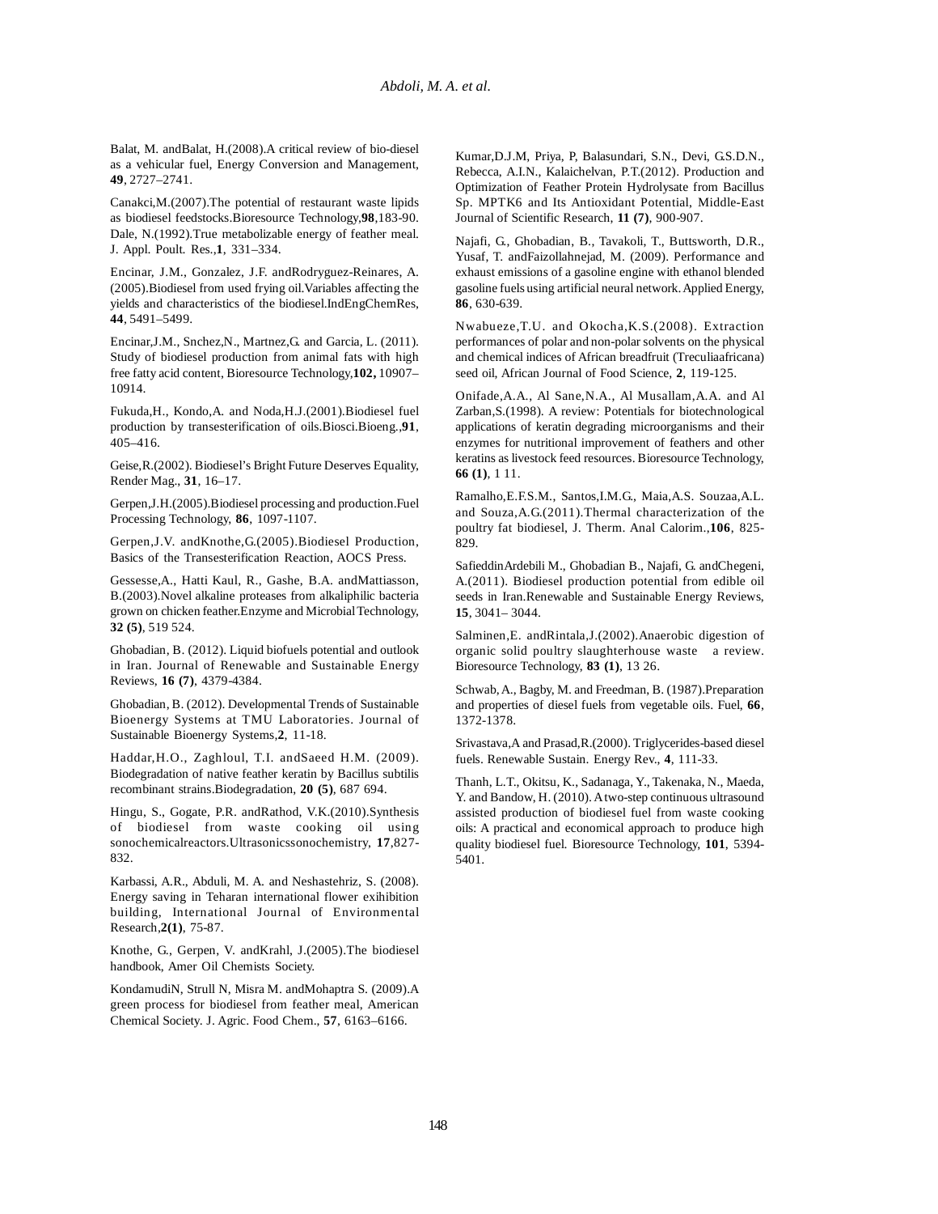Balat, M. andBalat, H.(2008).A critical review of bio-diesel as a vehicular fuel, Energy Conversion and Management, **49**, 2727–2741.

Canakci,M.(2007).The potential of restaurant waste lipids as biodiesel feedstocks.Bioresource Technology,**98**,183-90. Dale, N.(1992).True metabolizable energy of feather meal. J. Appl. Poult. Res.,**1**, 331–334.

Encinar, J.M., Gonzalez, J.F. andRodryguez-Reinares, A. (2005).Biodiesel from used frying oil.Variables affecting the yields and characteristics of the biodiesel.IndEngChemRes, **44**, 5491–5499.

Encinar,J.M., Snchez,N., Martnez,G. and Garcia, L. (2011). Study of biodiesel production from animal fats with high free fatty acid content, Bioresource Technology,**102,** 10907–10914.

Fukuda,H., Kondo,A. and Noda,H.J.(2001).Biodiesel fuel production by transesterification of oils.Biosci.Bioeng.,**91**, 405–416.

Geise,R.(2002). Biodiesel's Bright Future Deserves Equality, Render Mag., **31**, 16–17.

Gerpen,J.H.(2005).Biodiesel processing and production.Fuel Processing Technology, **86**, 1097-1107.

Gerpen,J.V. andKnothe,G.(2005).Biodiesel Production, Basics of the Transesterification Reaction, AOCS Press.

Gessesse,A., Hatti Kaul, R., Gashe, B.A. andMattiasson, B.(2003).Novel alkaline proteases from alkaliphilic bacteria grown on chicken feather.Enzyme and Microbial Technology, **32 (5)**, 519 524.

Ghobadian, B. (2012). Liquid biofuels potential and outlook in Iran. Journal of Renewable and Sustainable Energy Reviews, **16 (7)**, 4379-4384.

Ghobadian, B. (2012). Developmental Trends of Sustainable Bioenergy Systems at TMU Laboratories. Journal of Sustainable Bioenergy Systems,**2**, 11-18.

Haddar,H.O., Zaghloul, T.I. andSaeed H.M. (2009). Biodegradation of native feather keratin by Bacillus subtilis recombinant strains.Biodegradation, **20 (5)**, 687 694.

Hingu, S., Gogate, P.R. andRathod, V.K.(2010).Synthesis of biodiesel from waste cooking oil using sonochemicalreactors.Ultrasonicssonochemistry, **17**,827-832.

Karbassi, A.R., Abduli, M. A. and Neshastehriz, S. (2008). Energy saving in Teharan international flower exihibition building, International Journal of Environmental Research,**2(1)**, 75-87.

Knothe, G., Gerpen, V. andKrahl, J.(2005).The biodiesel handbook, Amer Oil Chemists Society.

KondamudiN, Strull N, Misra M. andMohaptra S. (2009).A green process for biodiesel from feather meal, American Chemical Society. J. Agric. Food Chem., **57**, 6163–6166.

Kumar,D.J.M, Priya, P, Balasundari, S.N., Devi, G.S.D.N., Rebecca, A.I.N., Kalaichelvan, P.T.(2012). Production and Optimization of Feather Protein Hydrolysate from Bacillus Sp. MPTK6 and Its Antioxidant Potential, Middle-East Journal of Scientific Research, **11 (7)**, 900-907.

Najafi, G., Ghobadian, B., Tavakoli, T., Buttsworth, D.R., Yusaf, T. andFaizollahnejad, M. (2009). Performance and exhaust emissions of a gasoline engine with ethanol blended gasoline fuels using artificial neural network.Applied Energy, **86**, 630-639.

Nwabueze,T.U. and Okocha,K.S.(2008). Extraction performances of polar and non-polar solvents on the physical and chemical indices of African breadfruit (Treculiaafricana) seed oil, African Journal of Food Science, **2**, 119-125.

Onifade,A.A., Al Sane,N.A., Al Musallam,A.A. and Al Zarban,S.(1998). A review: Potentials for biotechnological applications of keratin degrading microorganisms and their enzymes for nutritional improvement of feathers and other keratins as livestock feed resources. Bioresource Technology, **66 (1)**, 1 11.

Ramalho,E.F.S.M., Santos,I.M.G., Maia,A.S. Souzaa,A.L. and Souza,A.G.(2011).Thermal characterization of the poultry fat biodiesel, J. Therm. Anal Calorim.,**106**, 825-829.

SafieddinArdebili M., Ghobadian B., Najafi, G. andChegeni, A.(2011). Biodiesel production potential from edible oil seeds in Iran.Renewable and Sustainable Energy Reviews, **15**, 3041– 3044.

Salminen,E. andRintala,J.(2002).Anaerobic digestion of organic solid poultry slaughterhouse waste a review. Bioresource Technology, **83 (1)**, 13 26.

Schwab, A., Bagby, M. and Freedman, B. (1987).Preparation and properties of diesel fuels from vegetable oils. Fuel, **66**, 1372-1378.

Srivastava,A and Prasad,R.(2000). Triglycerides-based diesel fuels. Renewable Sustain. Energy Rev., **4**, 111-33.

Thanh, L.T., Okitsu, K., Sadanaga, Y., Takenaka, N., Maeda, Y. and Bandow, H. (2010). A two-step continuous ultrasound assisted production of biodiesel fuel from waste cooking oils: A practical and economical approach to produce high quality biodiesel fuel. Bioresource Technology, **101**, 5394-5401.